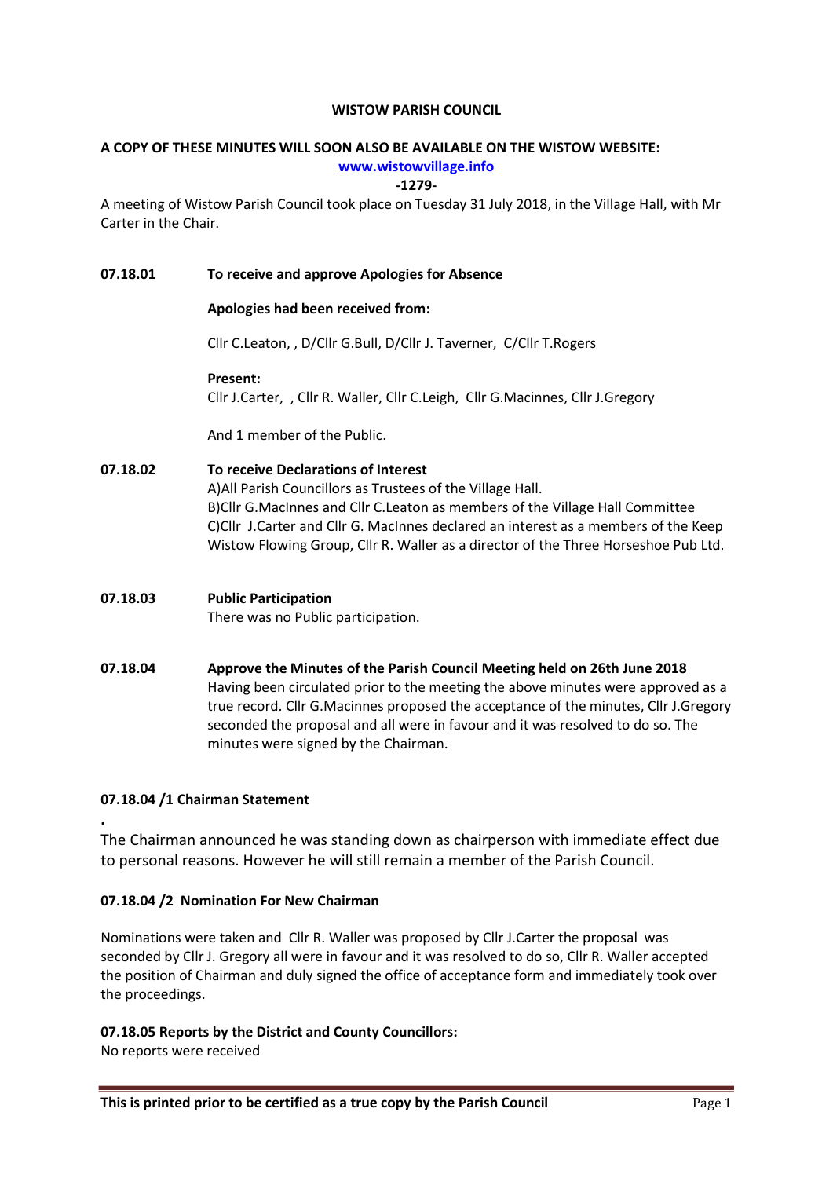**WISTOW PARISH COUNCIL**

**A COPY OF THESE MINUTES WILL SOON ALSO BE AVAILABLE ON THE WISTOW WEBSITE:**

**www.wistowvillage.info**

**-1279-**

A meeting of Wistow Parish Council took place on Tuesday 31 July 2018, in the Village Hall, with Mr Carter in the Chair.

**07.18.01 To receive and approve Apologies for Absence**

**Apologies had been received from:**

Cllr C.Leaton, , D/Cllr G.Bull, D/Cllr J. Taverner, C/Cllr T.Rogers

**Present:**

Cllr J.Carter, , Cllr R. Waller, Cllr C.Leigh, Cllr G.Macinnes, Cllr J.Gregory

And 1 member of the Public.

**07.18.02 To receive Declarations of Interest**

A)All Parish Councillors as Trustees of the Village Hall.
B)Cllr G.MacInnes and Cllr C.Leaton as members of the Village Hall Committee
C)Cllr J.Carter and Cllr G. MacInnes declared an interest as a members of the Keep Wistow Flowing Group, Cllr R. Waller as a director of the Three Horseshoe Pub Ltd.

**07.18.03 Public Participation**

There was no Public participation.

**07.18.04 Approve the Minutes of the Parish Council Meeting held on 26th June 2018**

Having been circulated prior to the meeting the above minutes were approved as a true record. Cllr G.Macinnes proposed the acceptance of the minutes, Cllr J.Gregory seconded the proposal and all were in favour and it was resolved to do so. The minutes were signed by the Chairman.

**07.18.04 /1 Chairman Statement**

.

The Chairman announced he was standing down as chairperson with immediate effect due to personal reasons. However he will still remain a member of the Parish Council.

**07.18.04 /2 Nomination For New Chairman**

Nominations were taken and Cllr R. Waller was proposed by Cllr J.Carter the proposal was seconded by Cllr J. Gregory all were in favour and it was resolved to do so, Cllr R. Waller accepted the position of Chairman and duly signed the office of acceptance form and immediately took over the proceedings.

**07.18.05 Reports by the District and County Councillors:**

No reports were received

**This is printed prior to be certified as a true copy by the Parish Council**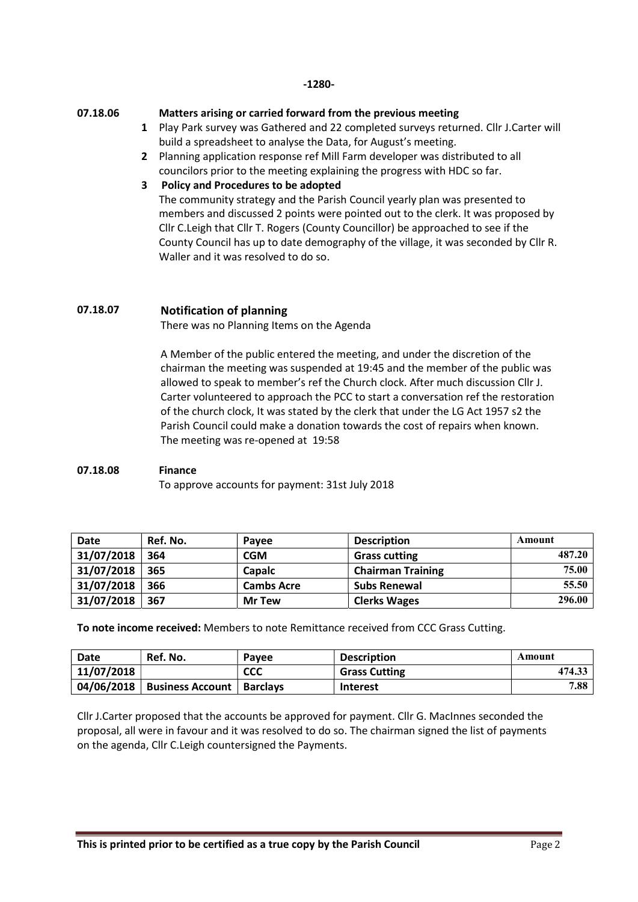-1280-

**07.18.06 Matters arising or carried forward from the previous meeting**

1. Play Park survey was Gathered and 22 completed surveys returned. Cllr J.Carter will build a spreadsheet to analyse the Data, for August's meeting.
2. Planning application response ref Mill Farm developer was distributed to all councilors prior to the meeting explaining the progress with HDC so far.
3. **Policy and Procedures to be adopted**
   The community strategy and the Parish Council yearly plan was presented to members and discussed 2 points were pointed out to the clerk. It was proposed by Cllr C.Leigh that Cllr T. Rogers (County Councillor) be approached to see if the County Council has up to date demography of the village, it was seconded by Cllr R. Waller and it was resolved to do so.

**07.18.07 Notification of planning**

There was no Planning Items on the Agenda

A Member of the public entered the meeting, and under the discretion of the chairman the meeting was suspended at 19:45 and the member of the public was allowed to speak to member's ref the Church clock. After much discussion Cllr J. Carter volunteered to approach the PCC to start a conversation ref the restoration of the church clock, It was stated by the clerk that under the LG Act 1957 s2 the Parish Council could make a donation towards the cost of repairs when known. The meeting was re-opened at 19:58

**07.18.08 Finance**

To approve accounts for payment: 31st July 2018

| Date | Ref. No. | Payee | Description | Amount |
|---|---|---|---|---|
| 31/07/2018 | 364 | CGM | Grass cutting | 487.20 |
| 31/07/2018 | 365 | Capalc | Chairman Training | 75.00 |
| 31/07/2018 | 366 | Cambs Acre | Subs Renewal | 55.50 |
| 31/07/2018 | 367 | Mr Tew | Clerks Wages | 296.00 |

**To note income received:** Members to note Remittance received from CCC Grass Cutting.

| Date | Ref. No. | Payee | Description | Amount |
|---|---|---|---|---|
| 11/07/2018 | | CCC | Grass Cutting | 474.33 |
| 04/06/2018 | Business Account | Barclays | Interest | 7.88 |

Cllr J.Carter proposed that the accounts be approved for payment. Cllr G. MacInnes seconded the proposal, all were in favour and it was resolved to do so. The chairman signed the list of payments on the agenda, Cllr C.Leigh countersigned the Payments.

**This is printed prior to be certified as a true copy by the Parish Council**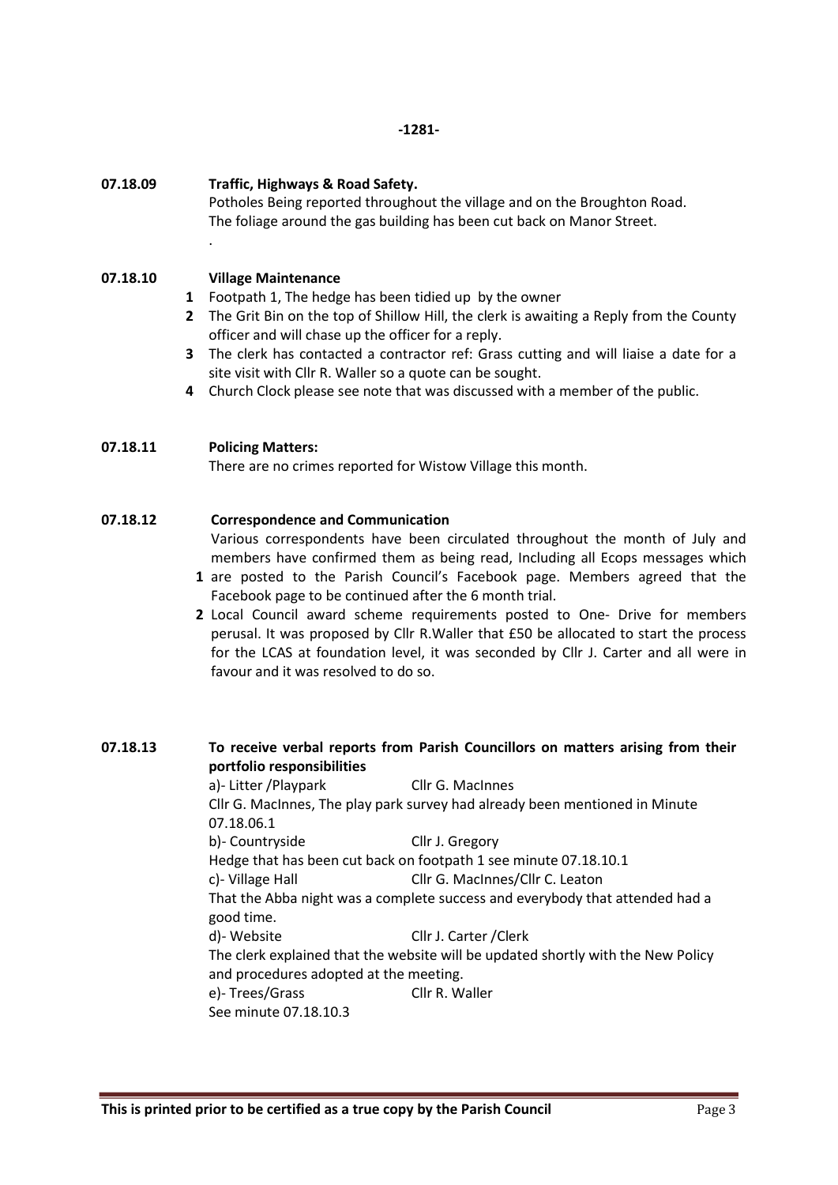-1281-

**07.18.09 Traffic, Highways & Road Safety.**

Potholes Being reported throughout the village and on the Broughton Road.
The foliage around the gas building has been cut back on Manor Street.

.

**07.18.10 Village Maintenance**

1. Footpath 1, The hedge has been tidied up by the owner
2. The Grit Bin on the top of Shillow Hill, the clerk is awaiting a Reply from the County officer and will chase up the officer for a reply.
3. The clerk has contacted a contractor ref: Grass cutting and will liaise a date for a site visit with Cllr R. Waller so a quote can be sought.
4. Church Clock please see note that was discussed with a member of the public.

**07.18.11 Policing Matters:**

There are no crimes reported for Wistow Village this month.

**07.18.12 Correspondence and Communication**

1. Various correspondents have been circulated throughout the month of July and members have confirmed them as being read, Including all Ecops messages which are posted to the Parish Council's Facebook page. Members agreed that the Facebook page to be continued after the 6 month trial.
2. Local Council award scheme requirements posted to One- Drive for members perusal. It was proposed by Cllr R.Waller that £50 be allocated to start the process for the LCAS at foundation level, it was seconded by Cllr J. Carter and all were in favour and it was resolved to do so.

**07.18.13 To receive verbal reports from Parish Councillors on matters arising from their portfolio responsibilities**

a)- Litter /Playpark — Cllr G. MacInnes

Cllr G. MacInnes, The play park survey had already been mentioned in Minute 07.18.06.1

b)- Countryside — Cllr J. Gregory

Hedge that has been cut back on footpath 1 see minute 07.18.10.1

c)- Village Hall — Cllr G. MacInnes/Cllr C. Leaton

That the Abba night was a complete success and everybody that attended had a good time.

d)- Website — Cllr J. Carter /Clerk

The clerk explained that the website will be updated shortly with the New Policy and procedures adopted at the meeting.

e)- Trees/Grass — Cllr R. Waller

See minute 07.18.10.3

**This is printed prior to be certified as a true copy by the Parish Council**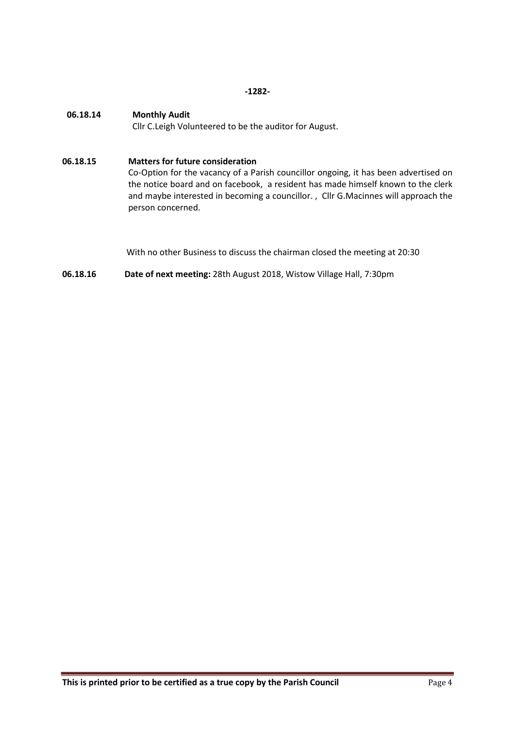-1282-

**06.18.14 Monthly Audit**

Cllr C.Leigh Volunteered to be the auditor for August.

**06.18.15 Matters for future consideration**

Co-Option for the vacancy of a Parish councillor ongoing, it has been advertised on the notice board and on facebook, a resident has made himself known to the clerk and maybe interested in becoming a councillor. , Cllr G.Macinnes will approach the person concerned.

With no other Business to discuss the chairman closed the meeting at 20:30

**06.18.16 Date of next meeting:** 28th August 2018, Wistow Village Hall, 7:30pm